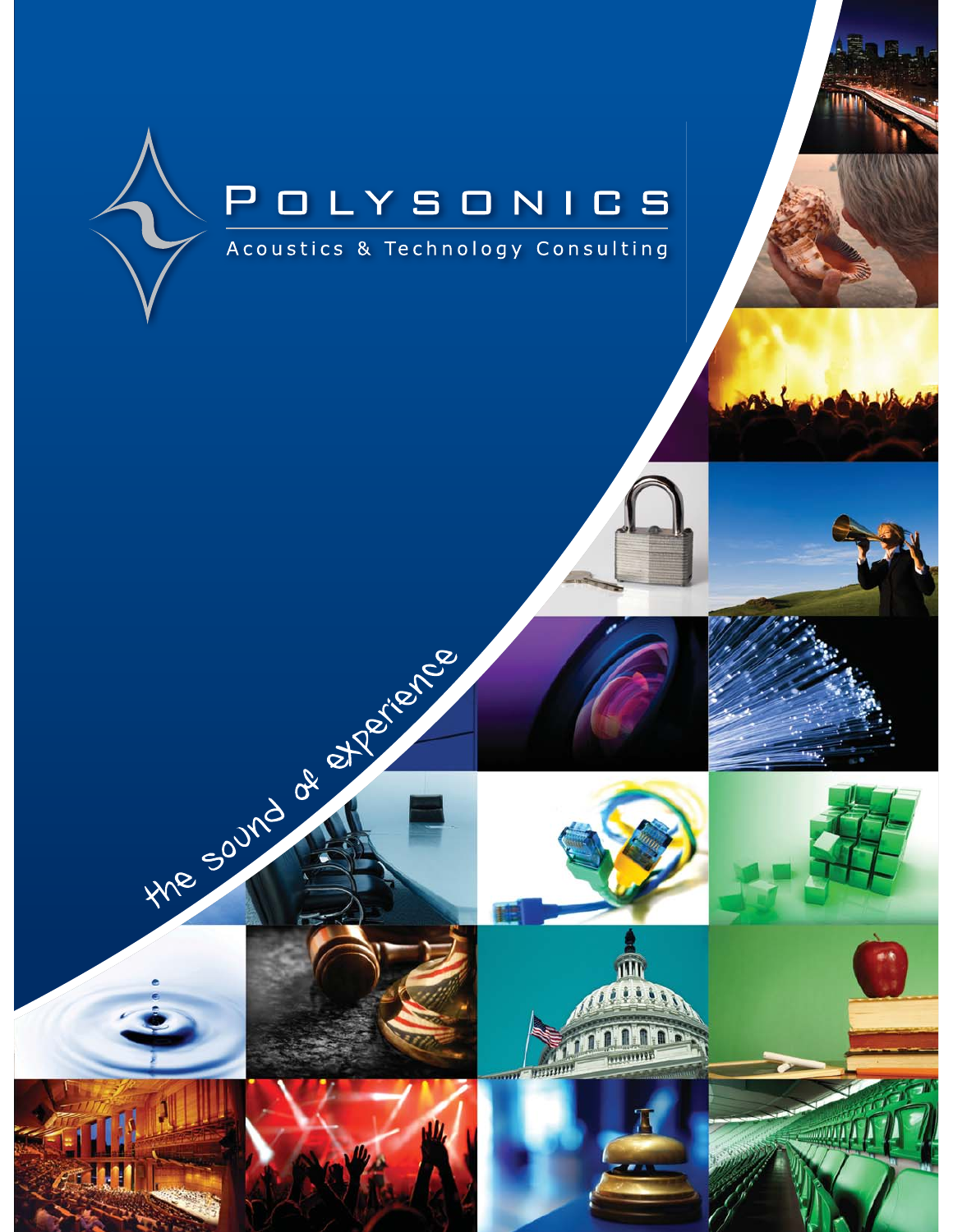# POLYSONICS

Acoustics & Technology Consulting

the sound of experience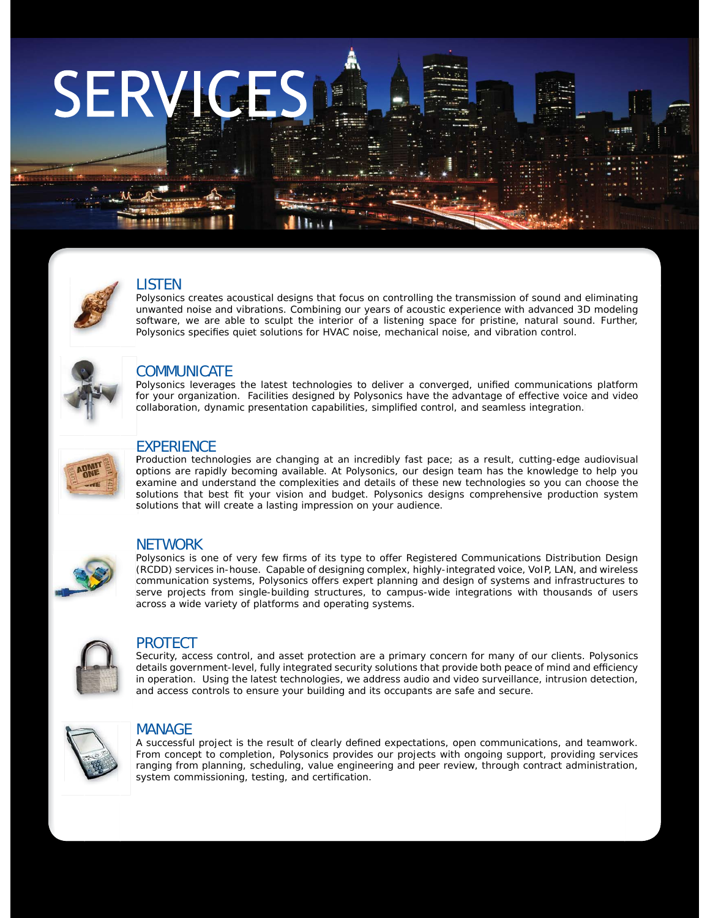# SERVICES

## LISTEN

Polysonics creates acoustical designs that focus on controlling the transmission of sound and eliminating unwanted noise and vibrations. Combining our years of acoustic experience with advanced 3D modeling software, we are able to sculpt the interior of a listening space for pristine, natural sound. Further, Polysonics specifies quiet solutions for HVAC noise, mechanical noise, and vibration control.

## COMMUNICATE

Polysonics leverages the latest technologies to deliver a converged, unified communications platform for your organization. Facilities designed by Polysonics have the advantage of effective voice and video collaboration, dynamic presentation capabilities, simplified control, and seamless integration.

## EXPERIENCE

Production technologies are changing at an incredibly fast pace; as a result, cutting-edge audiovisual options are rapidly becoming available. At Polysonics, our design team has the knowledge to help you examine and understand the complexities and details of these new technologies so you can choose the solutions that best fit your vision and budget. Polysonics designs comprehensive production system solutions that will create a lasting impression on your audience.

## NETWORK

Polysonics is one of very few firms of its type to offer Registered Communications Distribution Design (RCDD) services in-house. Capable of designing complex, highly-integrated voice, VoIP, LAN, and wireless communication systems, Polysonics offers expert planning and design of systems and infrastructures to serve projects from single-building structures, to campus-wide integrations with thousands of users across a wide variety of platforms and operating systems.

## PROTECT

Security, access control, and asset protection are a primary concern for many of our clients. Polysonics details government-level, fully integrated security solutions that provide both peace of mind and efficiency in operation. Using the latest technologies, we address audio and video surveillance, intrusion detection, and access controls to ensure your building and its occupants are safe and secure.

## MANAGE

A successful project is the result of clearly defined expectations, open communications, and teamwork. From concept to completion, Polysonics provides our projects with ongoing support, providing services ranging from planning, scheduling, value engineering and peer review, through contract administration, system commissioning, testing, and certification.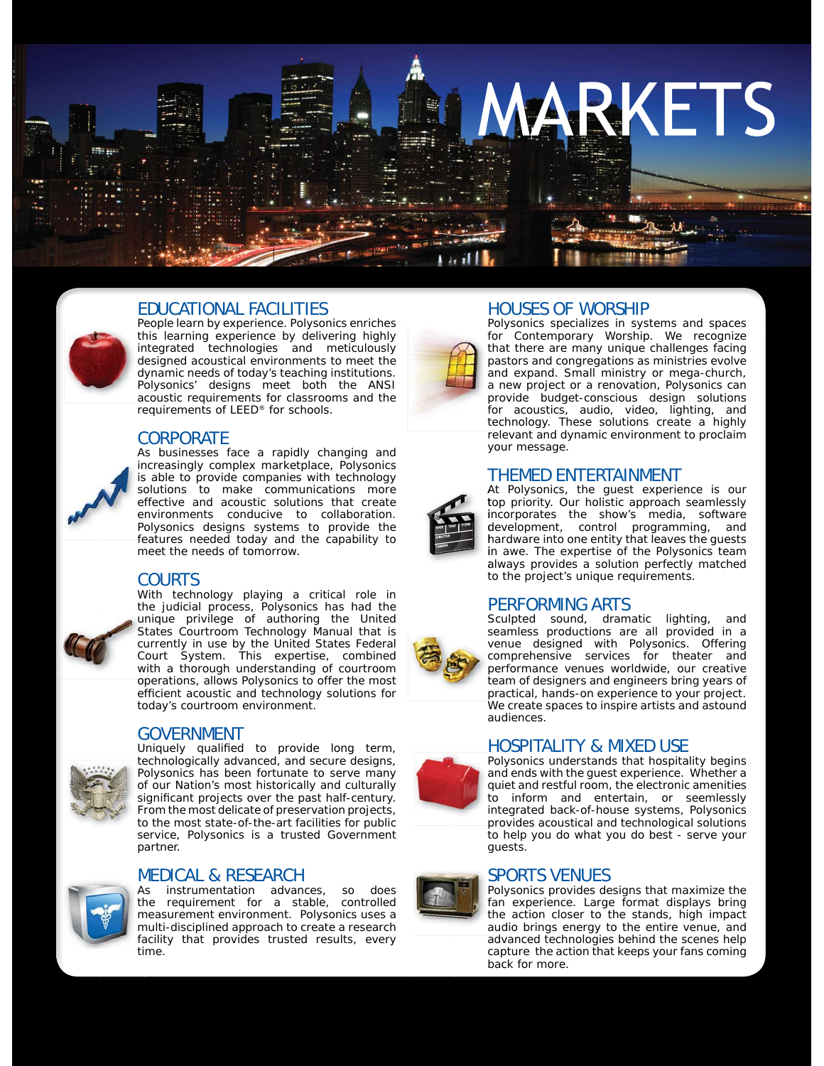# MARKETS

## EDUCATIONAL FACILITIES

People learn by experience. Polysonics enriches this learning experience by delivering highly integrated technologies and meticulously designed acoustical environments to meet the dynamic needs of today's teaching institutions. Polysonics' designs meet both the ANSI acoustic requirements for classrooms and the requirements of LEED® for schools.

## CORPORATE

As businesses face a rapidly changing and increasingly complex marketplace, Polysonics is able to provide companies with technology solutions to make communications more effective and acoustic solutions that create environments conducive to collaboration. Polysonics designs systems to provide the features needed today and the capability to meet the needs of tomorrow.

## COURTS

With technology playing a critical role in the judicial process, Polysonics has had the unique privilege of authoring the United States Courtroom Technology Manual that is currently in use by the United States Federal Court System. This expertise, combined with a thorough understanding of courtroom operations, allows Polysonics to offer the most efficient acoustic and technology solutions for today's courtroom environment.

## GOVERNMENT

Uniquely qualified to provide long term, technologically advanced, and secure designs, Polysonics has been fortunate to serve many of our Nation's most historically and culturally significant projects over the past half-century. From the most delicate of preservation projects, to the most state-of-the-art facilities for public service, Polysonics is a trusted Government partner.

## MEDICAL & RESEARCH

As instrumentation advances, so does the requirement for a stable, controlled measurement environment. Polysonics uses a multi-disciplined approach to create a research facility that provides trusted results, every time.

## HOUSES OF WORSHIP

Polysonics specializes in systems and spaces for Contemporary Worship. We recognize that there are many unique challenges facing pastors and congregations as ministries evolve and expand. Small ministry or mega-church, a new project or a renovation, Polysonics can provide budget-conscious design solutions for acoustics, audio, video, lighting, and technology. These solutions create a highly relevant and dynamic environment to proclaim your message.

## THEMED ENTERTAINMENT

At Polysonics, the guest experience is our top priority. Our holistic approach seamlessly incorporates the show's media, software development, control programming, and hardware into one entity that leaves the guests in awe. The expertise of the Polysonics team always provides a solution perfectly matched to the project's unique requirements.

## PERFORMING ARTS

Sculpted sound, dramatic lighting, and seamless productions are all provided in a venue designed with Polysonics. Offering comprehensive services for theater and performance venues worldwide, our creative team of designers and engineers bring years of practical, hands-on experience to your project. We create spaces to inspire artists and astound audiences.

## HOSPITALITY & MIXED USE

Polysonics understands that hospitality begins and ends with the guest experience. Whether a quiet and restful room, the electronic amenities to inform and entertain, or seemlessly integrated back-of-house systems, Polysonics provides acoustical and technological solutions to help you do what you do best - serve your guests.

## SPORTS VENUES

Polysonics provides designs that maximize the fan experience. Large format displays bring the action closer to the stands, high impact audio brings energy to the entire venue, and advanced technologies behind the scenes help capture the action that keeps your fans coming back for more.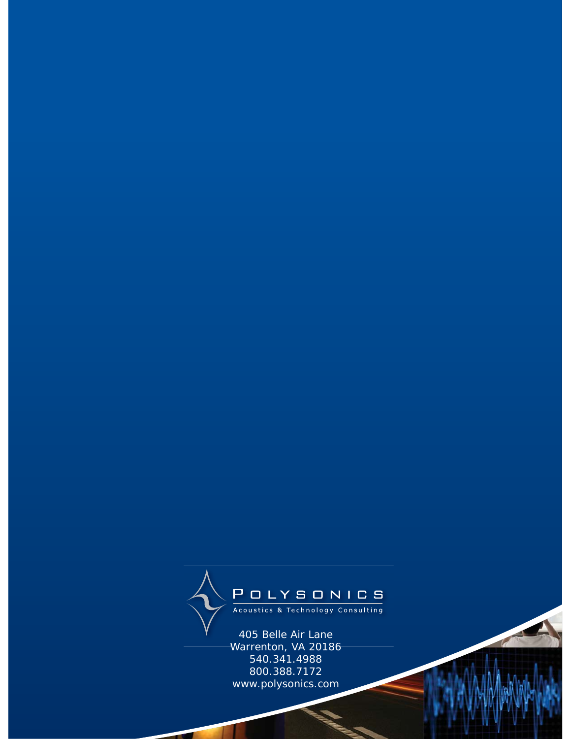POLYSONICS

Acoustics & Technology Consulting

405 Belle Air Lane
Warrenton, VA 20186
540.341.4988
800.388.7172
www.polysonics.com